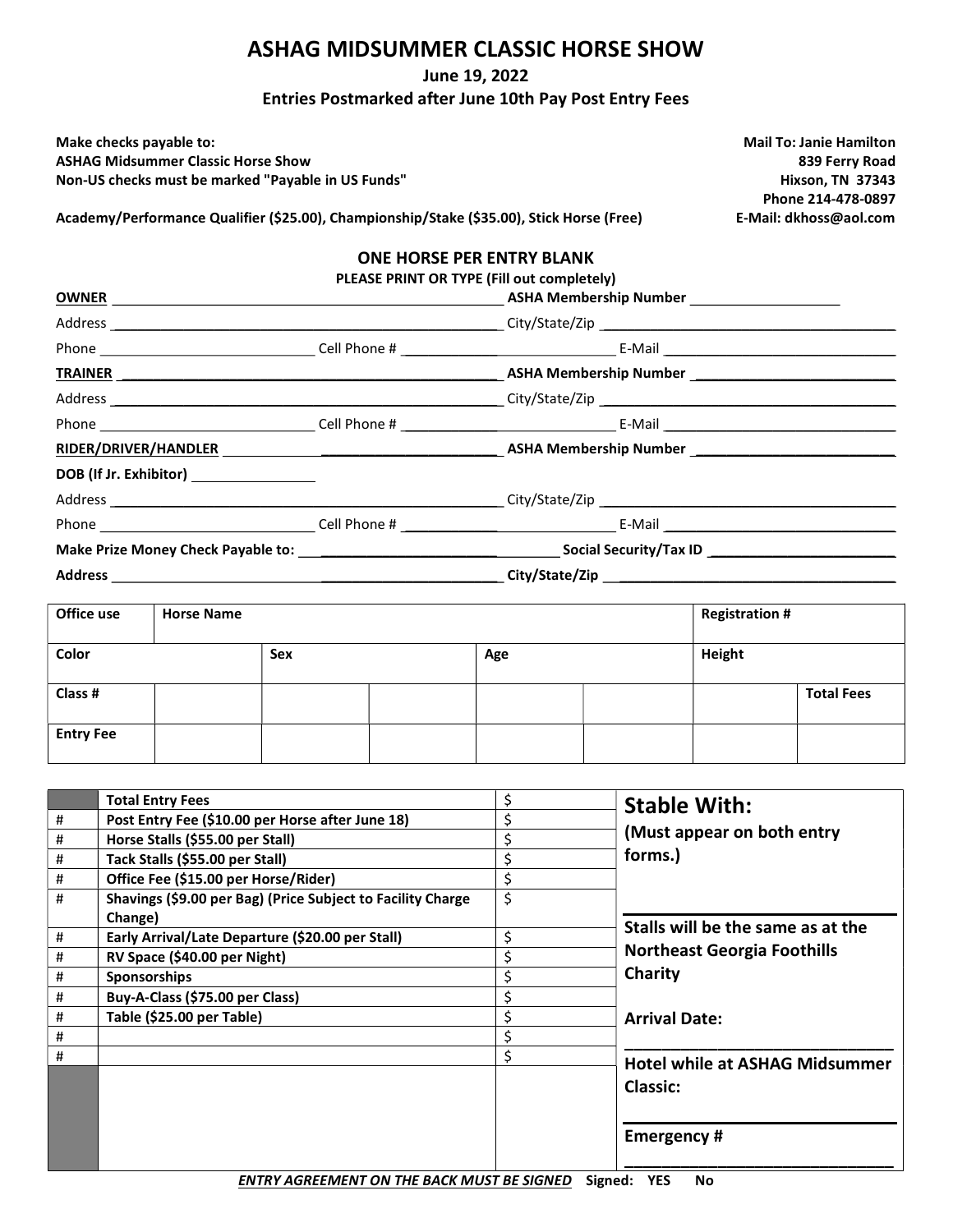# ASHAG MIDSUMMER CLASSIC HORSE SHOW

**June 19, 2022**

**Entries Postmarked after June 10th Pay Post Entry Fees**

**Make checks payable to:**
**ASHAG Midsummer Classic Horse Show**
**Non-US checks must be marked "Payable in US Funds"**

**Mail To: Janie Hamilton**
**839 Ferry Road**
**Hixson, TN 37343**
**Phone 214-478-0897**
**E-Mail: dkhoss@aol.com**

**Academy/Performance Qualifier ($25.00), Championship/Stake ($35.00), Stick Horse (Free)**

## ONE HORSE PER ENTRY BLANK

**PLEASE PRINT OR TYPE (Fill out completely)**

**OWNER** ______________________________ **ASHA Membership Number** ____________

Address ______________________________ City/State/Zip ______________________________

Phone ____________________ Cell Phone # ____________________ E-Mail ____________________

**TRAINER** ______________________________ **ASHA Membership Number** ____________

Address ______________________________ City/State/Zip ______________________________

Phone ____________________ Cell Phone # ____________________ E-Mail ____________________

**RIDER/DRIVER/HANDLER** ______________________________ **ASHA Membership Number** ____________

**DOB (If Jr. Exhibitor)** ____________

Address ______________________________ City/State/Zip ______________________________

Phone ____________________ Cell Phone # ____________________ E-Mail ____________________

**Make Prize Money Check Payable to:** ______________________________ **Social Security/Tax ID** ____________

**Address** ______________________________ **City/State/Zip** ______________________________

| Office use | Horse Name | | | | | Registration # | |
|---|---|---|---|---|---|---|---|
| Color | | Sex | | Age | | Height | |
| Class # | | | | | | | Total Fees |
| Entry Fee | | | | | | | |

| | | | |
|---|---|---|---|
| | **Total Entry Fees** | $ | **Stable With:** (Must appear on both entry forms.) |
| # | **Post Entry Fee ($10.00 per Horse after June 18)** | $ | |
| # | **Horse Stalls ($55.00 per Stall)** | $ | |
| # | **Tack Stalls ($55.00 per Stall)** | $ | |
| # | **Office Fee ($15.00 per Horse/Rider)** | $ | |
| # | **Shavings ($9.00 per Bag) (Price Subject to Facility Charge Change)** | $ | |
| # | **Early Arrival/Late Departure ($20.00 per Stall)** | $ | **Stalls will be the same as at the Northeast Georgia Foothills Charity** |
| # | **RV Space ($40.00 per Night)** | $ | |
| # | **Sponsorships** | $ | |
| # | **Buy-A-Class ($75.00 per Class)** | $ | |
| # | **Table ($25.00 per Table)** | $ | **Arrival Date:** ____________ |
| # | | $ | |
| # | | $ | **Hotel while at ASHAG Midsummer Classic:** ____________ |
| | | | **Emergency #** ____________ |

***ENTRY AGREEMENT ON THE BACK MUST BE SIGNED*** **Signed: YES No**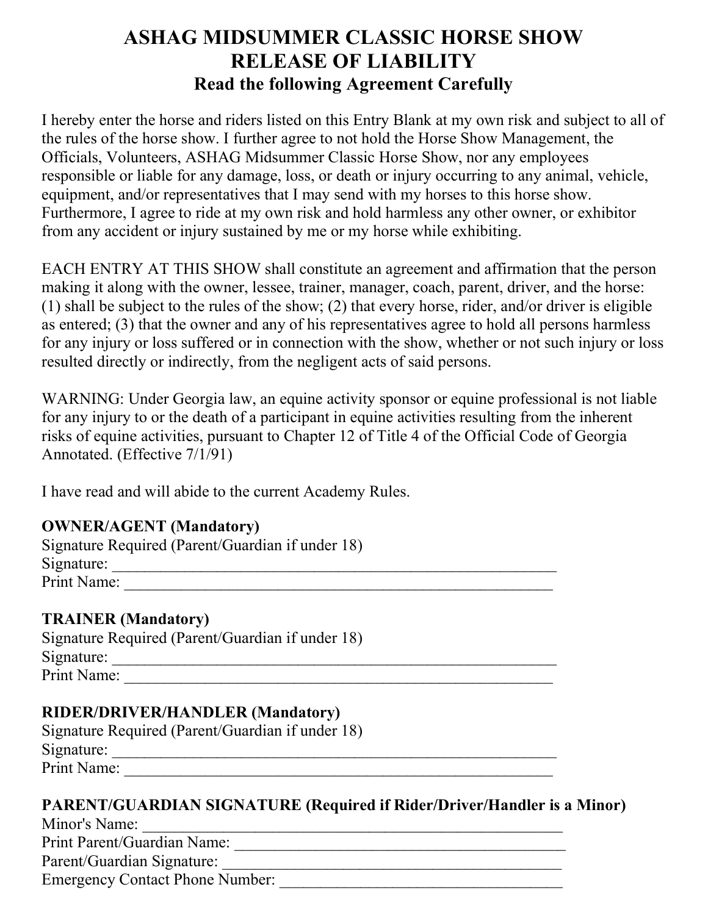# ASHAG MIDSUMMER CLASSIC HORSE SHOW
# RELEASE OF LIABILITY
### Read the following Agreement Carefully

I hereby enter the horse and riders listed on this Entry Blank at my own risk and subject to all of the rules of the horse show. I further agree to not hold the Horse Show Management, the Officials, Volunteers, ASHAG Midsummer Classic Horse Show, nor any employees responsible or liable for any damage, loss, or death or injury occurring to any animal, vehicle, equipment, and/or representatives that I may send with my horses to this horse show. Furthermore, I agree to ride at my own risk and hold harmless any other owner, or exhibitor from any accident or injury sustained by me or my horse while exhibiting.

EACH ENTRY AT THIS SHOW shall constitute an agreement and affirmation that the person making it along with the owner, lessee, trainer, manager, coach, parent, driver, and the horse: (1) shall be subject to the rules of the show; (2) that every horse, rider, and/or driver is eligible as entered; (3) that the owner and any of his representatives agree to hold all persons harmless for any injury or loss suffered or in connection with the show, whether or not such injury or loss resulted directly or indirectly, from the negligent acts of said persons.

WARNING: Under Georgia law, an equine activity sponsor or equine professional is not liable for any injury to or the death of a participant in equine activities resulting from the inherent risks of equine activities, pursuant to Chapter 12 of Title 4 of the Official Code of Georgia Annotated. (Effective 7/1/91)

I have read and will abide to the current Academy Rules.

**OWNER/AGENT (Mandatory)**
Signature Required (Parent/Guardian if under 18)
Signature: ___________________________________________________________
Print Name: __________________________________________________________

**TRAINER (Mandatory)**
Signature Required (Parent/Guardian if under 18)
Signature: ___________________________________________________________
Print Name: __________________________________________________________

**RIDER/DRIVER/HANDLER (Mandatory)**
Signature Required (Parent/Guardian if under 18)
Signature: ___________________________________________________________
Print Name: __________________________________________________________

**PARENT/GUARDIAN SIGNATURE (Required if Rider/Driver/Handler is a Minor)**
Minor's Name: ________________________________________________________
Print Parent/Guardian Name: ____________________________________________
Parent/Guardian Signature: _____________________________________________
Emergency Contact Phone Number: ________________________________________